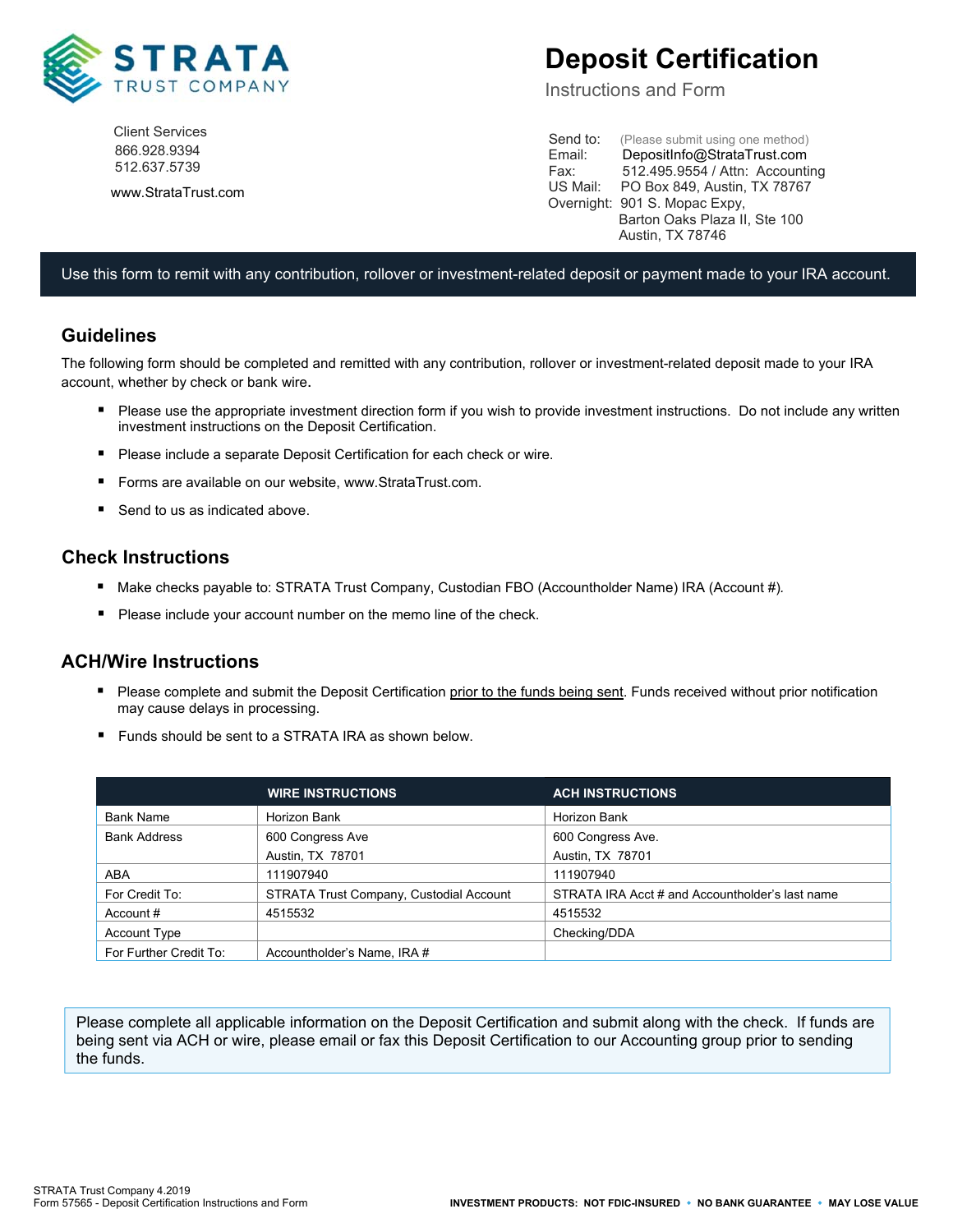STRATA TRUST COMPANY

# Deposit Certification

Instructions and Form

Client Services
866.928.9394
512.637.5739

www.StrataTrust.com

Send to: (Please submit using one method)
Email: DepositInfo@StrataTrust.com
Fax: 512.495.9554 / Attn: Accounting
US Mail: PO Box 849, Austin, TX 78767
Overnight: 901 S. Mopac Expy, Barton Oaks Plaza II, Ste 100 Austin, TX 78746

Use this form to remit with any contribution, rollover or investment-related deposit or payment made to your IRA account.

## Guidelines

The following form should be completed and remitted with any contribution, rollover or investment-related deposit made to your IRA account, whether by check or bank wire.

- Please use the appropriate investment direction form if you wish to provide investment instructions. Do not include any written investment instructions on the Deposit Certification.
- Please include a separate Deposit Certification for each check or wire.
- Forms are available on our website, www.StrataTrust.com.
- Send to us as indicated above.

## Check Instructions

- Make checks payable to: STRATA Trust Company, Custodian FBO (Accountholder Name) IRA (Account #).
- Please include your account number on the memo line of the check.

## ACH/Wire Instructions

- Please complete and submit the Deposit Certification prior to the funds being sent. Funds received without prior notification may cause delays in processing.
- Funds should be sent to a STRATA IRA as shown below.

| | WIRE INSTRUCTIONS | ACH INSTRUCTIONS |
|---|---|---|
| Bank Name | Horizon Bank | Horizon Bank |
| Bank Address | 600 Congress Ave Austin, TX 78701 | 600 Congress Ave. Austin, TX 78701 |
| ABA | 111907940 | 111907940 |
| For Credit To: | STRATA Trust Company, Custodial Account | STRATA IRA Acct # and Accountholder's last name |
| Account # | 4515532 | 4515532 |
| Account Type | | Checking/DDA |
| For Further Credit To: | Accountholder's Name, IRA # | |

Please complete all applicable information on the Deposit Certification and submit along with the check. If funds are being sent via ACH or wire, please email or fax this Deposit Certification to our Accounting group prior to sending the funds.

STRATA Trust Company 4.2019
Form 57565 - Deposit Certification Instructions and Form

**INVESTMENT PRODUCTS: NOT FDIC-INSURED • NO BANK GUARANTEE • MAY LOSE VALUE**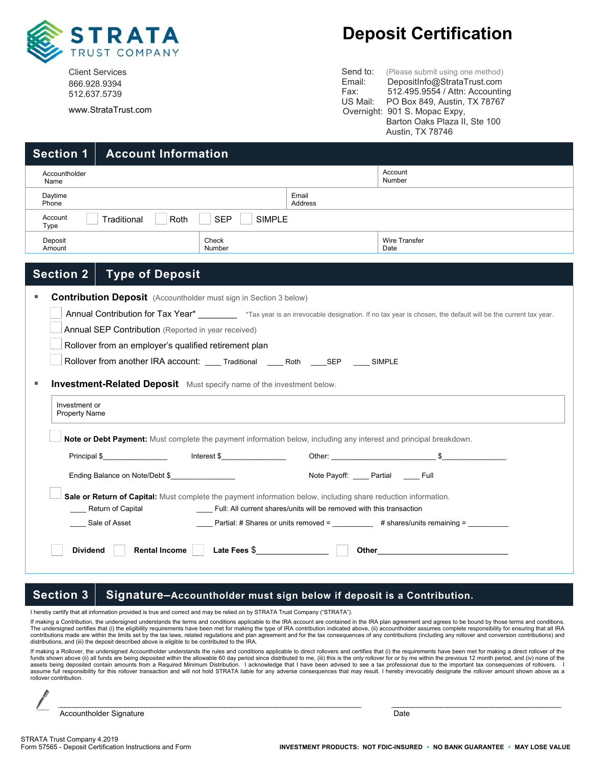**STRATA TRUST COMPANY**

Client Services
866.928.9394
512.637.5739

www.StrataTrust.com

# Deposit Certification

Send to: (Please submit using one method)
Email: DepositInfo@StrataTrust.com
Fax: 512.495.9554 / Attn: Accounting
US Mail: PO Box 849, Austin, TX 78767
Overnight: 901 S. Mopac Expy, Barton Oaks Plaza II, Ste 100, Austin, TX 78746

## Section 1 Account Information

| | |
|---|---|
| Accountholder Name | Account Number |
| Daytime Phone | Email Address |
| Account Type ☐ Traditional ☐ Roth ☐ SEP ☐ SIMPLE | |
| Deposit Amount | Check Number / Wire Transfer Date |

## Section 2 Type of Deposit

- **Contribution Deposit** (Accountholder must sign in Section 3 below)
  - ☐ Annual Contribution for Tax Year* ________ *Tax year is an irrevocable designation. If no tax year is chosen, the default will be the current tax year.
  - ☐ Annual SEP Contribution (Reported in year received)
  - ☐ Rollover from an employer's qualified retirement plan
  - ☐ Rollover from another IRA account: ____ Traditional ____ Roth ____SEP ____ SIMPLE

- **Investment-Related Deposit** Must specify name of the investment below.

Investment or Property Name

☐ **Note or Debt Payment:** Must complete the payment information below, including any interest and principal breakdown.

Principal $________________ Interest $________________ Other: __________________________ $________________

Ending Balance on Note/Debt $________________ Note Payoff: ____ Partial ____ Full

☐ **Sale or Return of Capital:** Must complete the payment information below, including share reduction information.

____ Return of Capital ____ Full: All current shares/units will be removed with this transaction

____ Sale of Asset ____ Partial: # Shares or units removed = __________ # shares/units remaining = __________

☐ **Dividend** ☐ **Rental Income** ☐ **Late Fees** $________________ ☐ **Other**________________________________

## Section 3 Signature–Accountholder must sign below if deposit is a Contribution.

I hereby certify that all information provided is true and correct and may be relied on by STRATA Trust Company ("STRATA").

If making a Contribution, the undersigned understands the terms and conditions applicable to the IRA account are contained in the IRA plan agreement and agrees to be bound by those terms and conditions. The undersigned certifies that (i) the eligibility requirements have been met for making the type of IRA contribution indicated above, (ii) accountholder assumes complete responsibility for ensuring that all IRA contributions made are within the limits set by the tax laws, related regulations and plan agreement and for the tax consequences of any contributions (including any rollover and conversion contributions) and distributions, and (iii) the deposit described above is eligible to be contributed to the IRA.

If making a Rollover, the undersigned Accountholder understands the rules and conditions applicable to direct rollovers and certifies that (i) the requirements have been met for making a direct rollover of the funds shown above (ii) all funds are being deposited within the allowable 60 day period since distributed to me, (iii) this is the only rollover for or by me within the previous 12 month period, and (iv) none of the assets being deposited contain amounts from a Required Minimum Distribution. I acknowledge that I have been advised to see a tax professional due to the important tax consequences of rollovers. I assume full responsibility for this rollover transaction and will not hold STRATA liable for any adverse consequences that may result. I hereby irrevocably designate the rollover amount shown above as a rollover contribution.

_______________________________________________ Accountholder Signature

_______________________________ Date

STRATA Trust Company 4.2019
Form 57565 - Deposit Certification Instructions and Form

INVESTMENT PRODUCTS: NOT FDIC-INSURED • NO BANK GUARANTEE • MAY LOSE VALUE